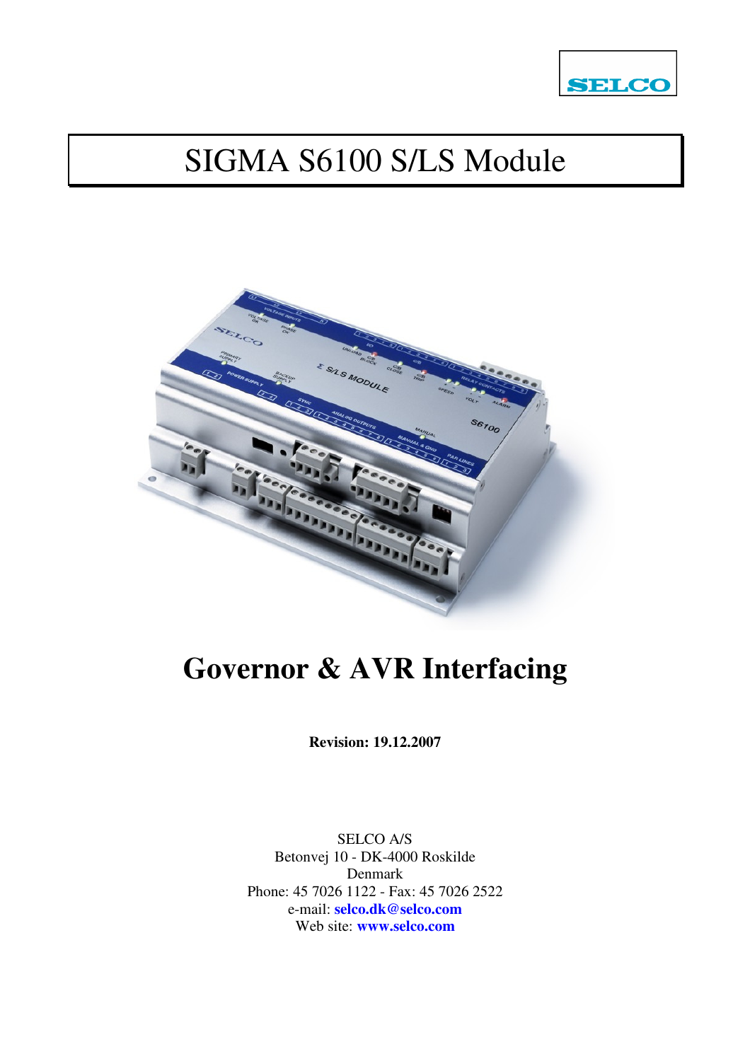SELCO

# SIGMA S6100 S/LS Module

# Governor & AVR Interfacing

**Revision: 19.12.2007**

SELCO A/S
Betonvej 10 - DK-4000 Roskilde
Denmark
Phone: 45 7026 1122 - Fax: 45 7026 2522
e-mail: **selco.dk@selco.com**
Web site: **www.selco.com**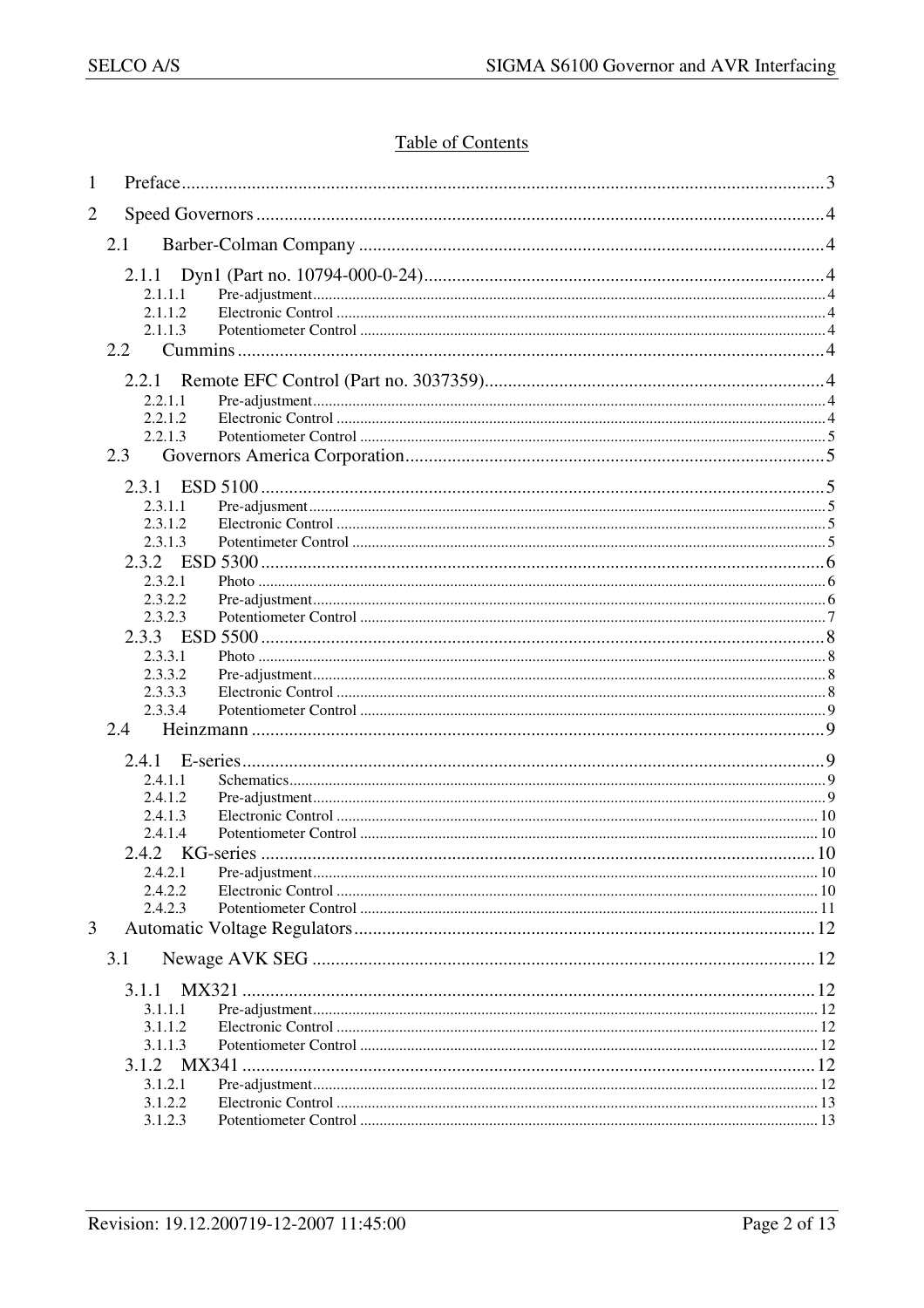# Table of Contents

1 Preface ........ 3

2 Speed Governors ........ 4

- 2.1 Barber-Colman Company ........ 4
  - 2.1.1 Dyn1 (Part no. 10794-000-0-24) ........ 4
    - 2.1.1.1 Pre-adjustment ........ 4
    - 2.1.1.2 Electronic Control ........ 4
    - 2.1.1.3 Potentiometer Control ........ 4
- 2.2 Cummins ........ 4
  - 2.2.1 Remote EFC Control (Part no. 3037359) ........ 4
    - 2.2.1.1 Pre-adjustment ........ 4
    - 2.2.1.2 Electronic Control ........ 4
    - 2.2.1.3 Potentiometer Control ........ 5
- 2.3 Governors America Corporation ........ 5
  - 2.3.1 ESD 5100 ........ 5
    - 2.3.1.1 Pre-adjusment ........ 5
    - 2.3.1.2 Electronic Control ........ 5
    - 2.3.1.3 Potentimeter Control ........ 5
  - 2.3.2 ESD 5300 ........ 6
    - 2.3.2.1 Photo ........ 6
    - 2.3.2.2 Pre-adjustment ........ 6
    - 2.3.2.3 Potentiometer Control ........ 7
  - 2.3.3 ESD 5500 ........ 8
    - 2.3.3.1 Photo ........ 8
    - 2.3.3.2 Pre-adjustment ........ 8
    - 2.3.3.3 Electronic Control ........ 8
    - 2.3.3.4 Potentiometer Control ........ 9
- 2.4 Heinzmann ........ 9
  - 2.4.1 E-series ........ 9
    - 2.4.1.1 Schematics ........ 9
    - 2.4.1.2 Pre-adjustment ........ 9
    - 2.4.1.3 Electronic Control ........ 10
    - 2.4.1.4 Potentiometer Control ........ 10
  - 2.4.2 KG-series ........ 10
    - 2.4.2.1 Pre-adjustment ........ 10
    - 2.4.2.2 Electronic Control ........ 10
    - 2.4.2.3 Potentiometer Control ........ 11

3 Automatic Voltage Regulators ........ 12

- 3.1 Newage AVK SEG ........ 12
  - 3.1.1 MX321 ........ 12
    - 3.1.1.1 Pre-adjustment ........ 12
    - 3.1.1.2 Electronic Control ........ 12
    - 3.1.1.3 Potentiometer Control ........ 12
  - 3.1.2 MX341 ........ 12
    - 3.1.2.1 Pre-adjustment ........ 12
    - 3.1.2.2 Electronic Control ........ 13
    - 3.1.2.3 Potentiometer Control ........ 13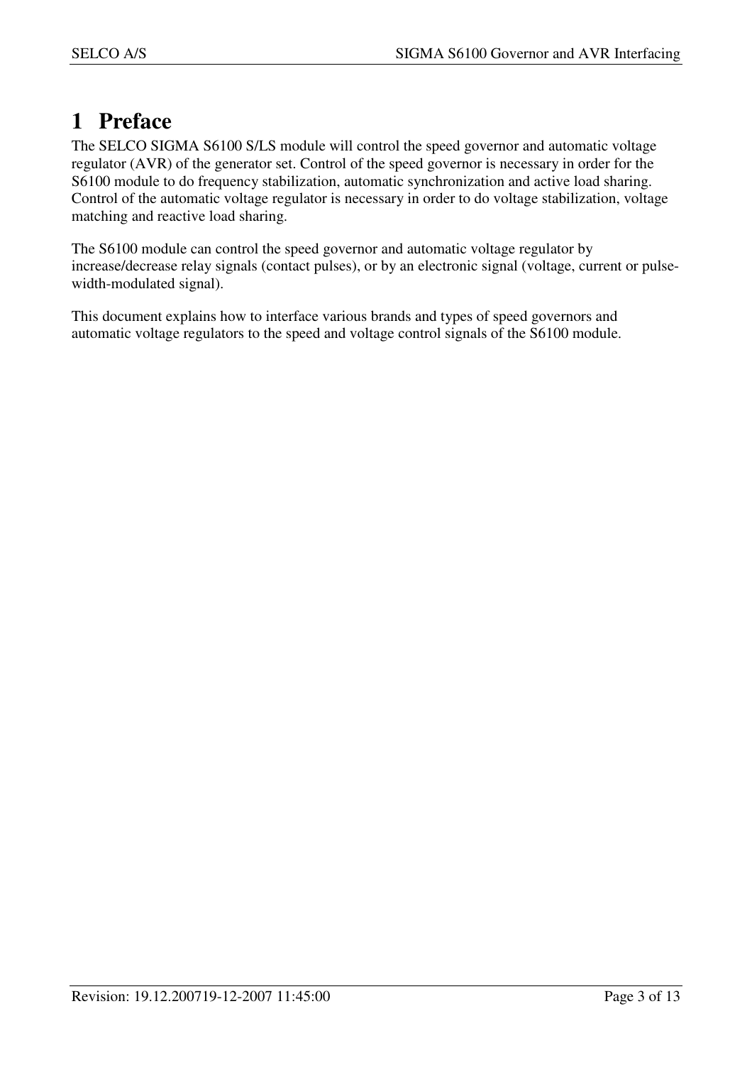# 1 Preface

The SELCO SIGMA S6100 S/LS module will control the speed governor and automatic voltage regulator (AVR) of the generator set. Control of the speed governor is necessary in order for the S6100 module to do frequency stabilization, automatic synchronization and active load sharing. Control of the automatic voltage regulator is necessary in order to do voltage stabilization, voltage matching and reactive load sharing.

The S6100 module can control the speed governor and automatic voltage regulator by increase/decrease relay signals (contact pulses), or by an electronic signal (voltage, current or pulse-width-modulated signal).

This document explains how to interface various brands and types of speed governors and automatic voltage regulators to the speed and voltage control signals of the S6100 module.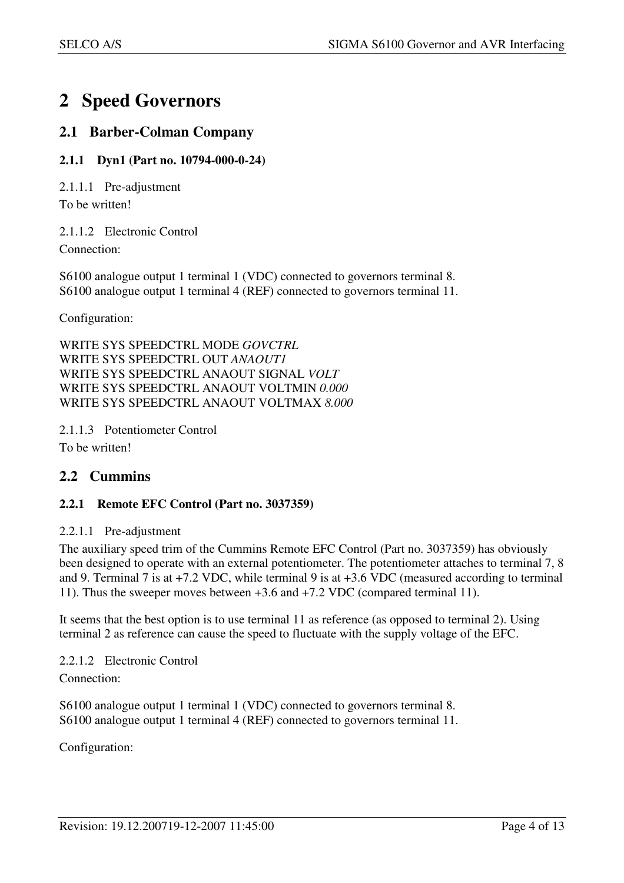# 2 Speed Governors

## 2.1 Barber-Colman Company

### 2.1.1 Dyn1 (Part no. 10794-000-0-24)

#### 2.1.1.1 Pre-adjustment

To be written!

#### 2.1.1.2 Electronic Control

Connection:

S6100 analogue output 1 terminal 1 (VDC) connected to governors terminal 8.
S6100 analogue output 1 terminal 4 (REF) connected to governors terminal 11.

Configuration:

WRITE SYS SPEEDCTRL MODE *GOVCTRL*
WRITE SYS SPEEDCTRL OUT *ANAOUT1*
WRITE SYS SPEEDCTRL ANAOUT SIGNAL *VOLT*
WRITE SYS SPEEDCTRL ANAOUT VOLTMIN *0.000*
WRITE SYS SPEEDCTRL ANAOUT VOLTMAX *8.000*

#### 2.1.1.3 Potentiometer Control

To be written!

## 2.2 Cummins

### 2.2.1 Remote EFC Control (Part no. 3037359)

#### 2.2.1.1 Pre-adjustment

The auxiliary speed trim of the Cummins Remote EFC Control (Part no. 3037359) has obviously been designed to operate with an external potentiometer. The potentiometer attaches to terminal 7, 8 and 9. Terminal 7 is at +7.2 VDC, while terminal 9 is at +3.6 VDC (measured according to terminal 11). Thus the sweeper moves between +3.6 and +7.2 VDC (compared terminal 11).

It seems that the best option is to use terminal 11 as reference (as opposed to terminal 2). Using terminal 2 as reference can cause the speed to fluctuate with the supply voltage of the EFC.

#### 2.2.1.2 Electronic Control

Connection:

S6100 analogue output 1 terminal 1 (VDC) connected to governors terminal 8.
S6100 analogue output 1 terminal 4 (REF) connected to governors terminal 11.

Configuration: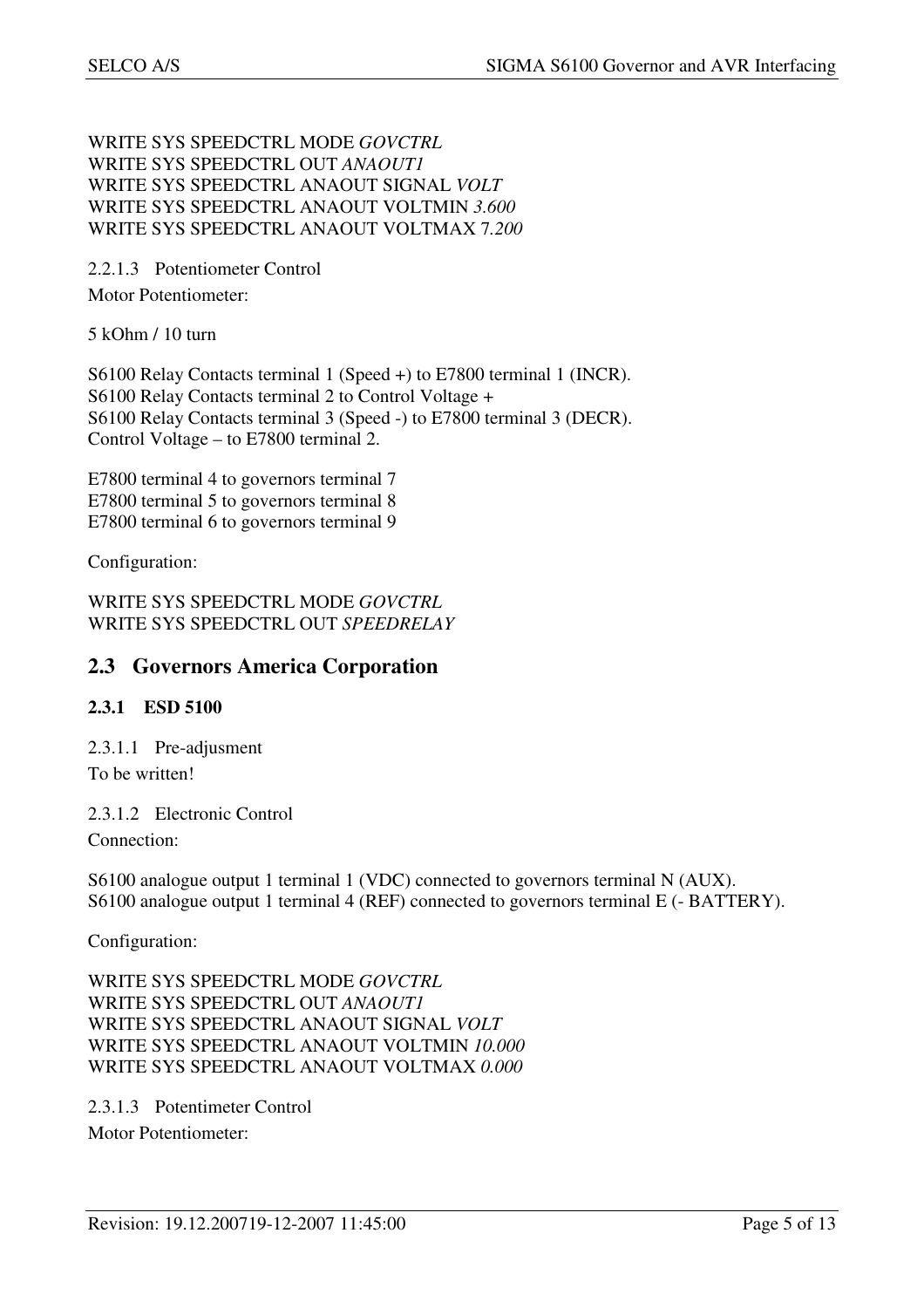WRITE SYS SPEEDCTRL MODE *GOVCTRL*
WRITE SYS SPEEDCTRL OUT *ANAOUT1*
WRITE SYS SPEEDCTRL ANAOUT SIGNAL *VOLT*
WRITE SYS SPEEDCTRL ANAOUT VOLTMIN *3.600*
WRITE SYS SPEEDCTRL ANAOUT VOLTMAX 7*.200*

2.2.1.3 Potentiometer Control

Motor Potentiometer:

5 kOhm / 10 turn

S6100 Relay Contacts terminal 1 (Speed +) to E7800 terminal 1 (INCR).
S6100 Relay Contacts terminal 2 to Control Voltage +
S6100 Relay Contacts terminal 3 (Speed -) to E7800 terminal 3 (DECR).
Control Voltage – to E7800 terminal 2.

E7800 terminal 4 to governors terminal 7
E7800 terminal 5 to governors terminal 8
E7800 terminal 6 to governors terminal 9

Configuration:

WRITE SYS SPEEDCTRL MODE *GOVCTRL*
WRITE SYS SPEEDCTRL OUT *SPEEDRELAY*

## 2.3 Governors America Corporation

### 2.3.1 ESD 5100

2.3.1.1 Pre-adjusment

To be written!

2.3.1.2 Electronic Control

Connection:

S6100 analogue output 1 terminal 1 (VDC) connected to governors terminal N (AUX).
S6100 analogue output 1 terminal 4 (REF) connected to governors terminal E (- BATTERY).

Configuration:

WRITE SYS SPEEDCTRL MODE *GOVCTRL*
WRITE SYS SPEEDCTRL OUT *ANAOUT1*
WRITE SYS SPEEDCTRL ANAOUT SIGNAL *VOLT*
WRITE SYS SPEEDCTRL ANAOUT VOLTMIN *10.000*
WRITE SYS SPEEDCTRL ANAOUT VOLTMAX *0.000*

2.3.1.3 Potentimeter Control

Motor Potentiometer: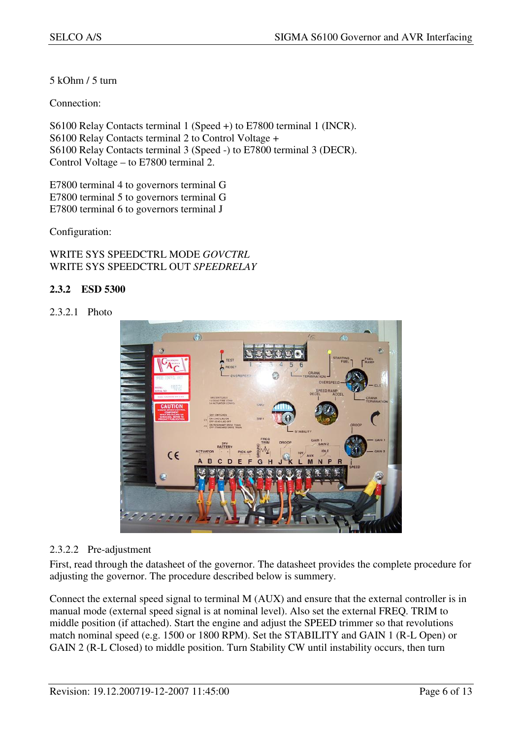5 kOhm / 5 turn

Connection:

S6100 Relay Contacts terminal 1 (Speed +) to E7800 terminal 1 (INCR).
S6100 Relay Contacts terminal 2 to Control Voltage +
S6100 Relay Contacts terminal 3 (Speed -) to E7800 terminal 3 (DECR).
Control Voltage – to E7800 terminal 2.

E7800 terminal 4 to governors terminal G
E7800 terminal 5 to governors terminal G
E7800 terminal 6 to governors terminal J

Configuration:

WRITE SYS SPEEDCTRL MODE *GOVCTRL*
WRITE SYS SPEEDCTRL OUT *SPEEDRELAY*

### 2.3.2 ESD 5300

#### 2.3.2.1 Photo

#### 2.3.2.2 Pre-adjustment

First, read through the datasheet of the governor. The datasheet provides the complete procedure for adjusting the governor. The procedure described below is summery.

Connect the external speed signal to terminal M (AUX) and ensure that the external controller is in manual mode (external speed signal is at nominal level). Also set the external FREQ. TRIM to middle position (if attached). Start the engine and adjust the SPEED trimmer so that revolutions match nominal speed (e.g. 1500 or 1800 RPM). Set the STABILITY and GAIN 1 (R-L Open) or GAIN 2 (R-L Closed) to middle position. Turn Stability CW until instability occurs, then turn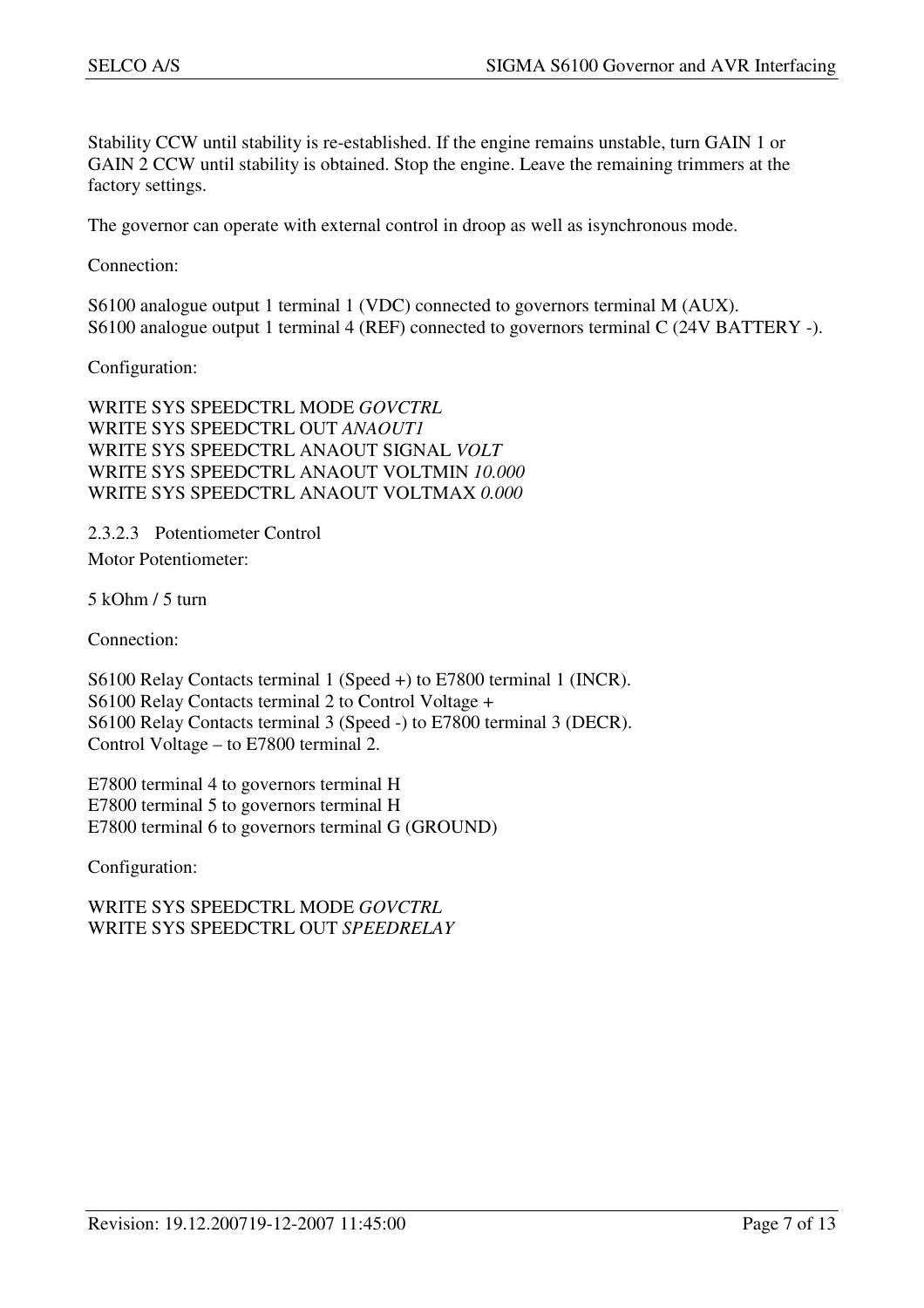Stability CCW until stability is re-established. If the engine remains unstable, turn GAIN 1 or GAIN 2 CCW until stability is obtained. Stop the engine. Leave the remaining trimmers at the factory settings.

The governor can operate with external control in droop as well as isynchronous mode.

Connection:

S6100 analogue output 1 terminal 1 (VDC) connected to governors terminal M (AUX).
S6100 analogue output 1 terminal 4 (REF) connected to governors terminal C (24V BATTERY -).

Configuration:

WRITE SYS SPEEDCTRL MODE *GOVCTRL*
WRITE SYS SPEEDCTRL OUT *ANAOUT1*
WRITE SYS SPEEDCTRL ANAOUT SIGNAL *VOLT*
WRITE SYS SPEEDCTRL ANAOUT VOLTMIN *10.000*
WRITE SYS SPEEDCTRL ANAOUT VOLTMAX *0.000*

#### 2.3.2.3 Potentiometer Control

Motor Potentiometer:

5 kOhm / 5 turn

Connection:

S6100 Relay Contacts terminal 1 (Speed +) to E7800 terminal 1 (INCR).
S6100 Relay Contacts terminal 2 to Control Voltage +
S6100 Relay Contacts terminal 3 (Speed -) to E7800 terminal 3 (DECR).
Control Voltage – to E7800 terminal 2.

E7800 terminal 4 to governors terminal H
E7800 terminal 5 to governors terminal H
E7800 terminal 6 to governors terminal G (GROUND)

Configuration:

WRITE SYS SPEEDCTRL MODE *GOVCTRL*
WRITE SYS SPEEDCTRL OUT *SPEEDRELAY*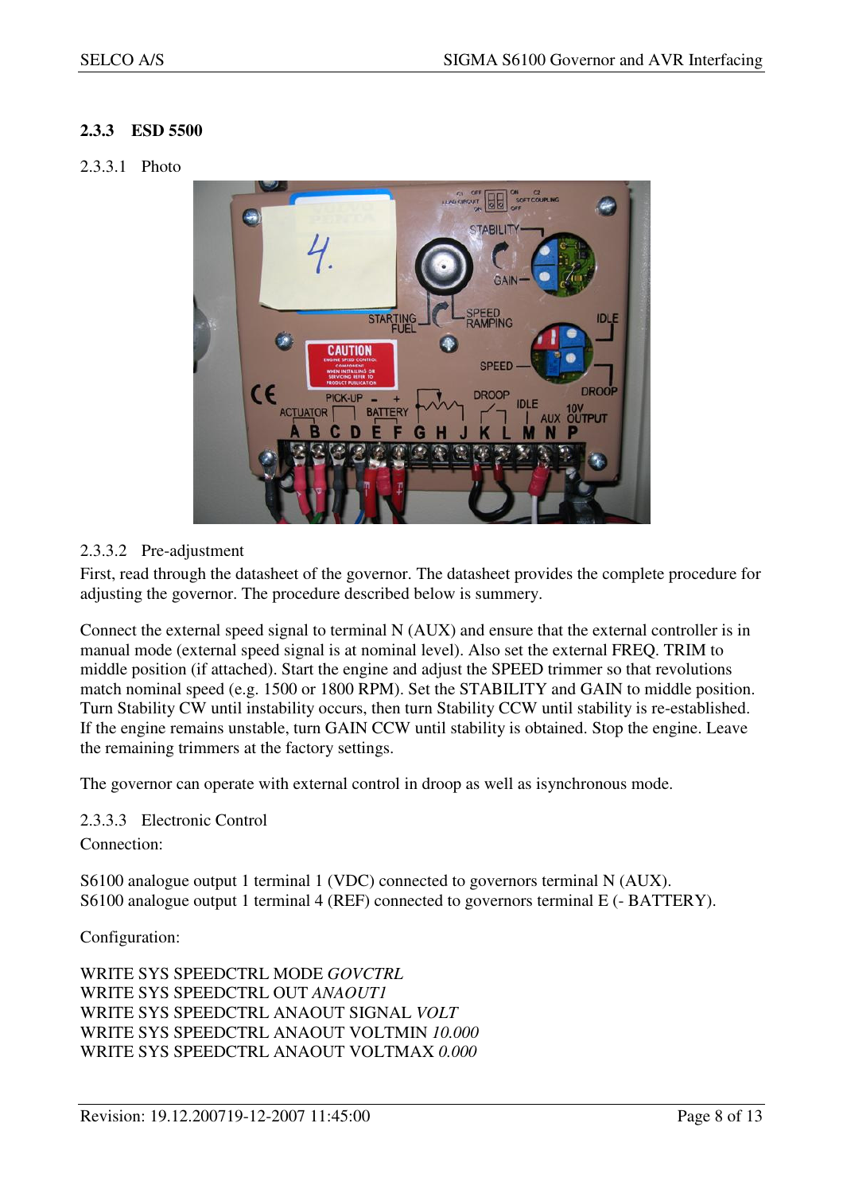### 2.3.3 ESD 5500

#### 2.3.3.1 Photo

#### 2.3.3.2 Pre-adjustment

First, read through the datasheet of the governor. The datasheet provides the complete procedure for adjusting the governor. The procedure described below is summery.

Connect the external speed signal to terminal N (AUX) and ensure that the external controller is in manual mode (external speed signal is at nominal level). Also set the external FREQ. TRIM to middle position (if attached). Start the engine and adjust the SPEED trimmer so that revolutions match nominal speed (e.g. 1500 or 1800 RPM). Set the STABILITY and GAIN to middle position. Turn Stability CW until instability occurs, then turn Stability CCW until stability is re-established. If the engine remains unstable, turn GAIN CCW until stability is obtained. Stop the engine. Leave the remaining trimmers at the factory settings.

The governor can operate with external control in droop as well as isynchronous mode.

#### 2.3.3.3 Electronic Control

Connection:

S6100 analogue output 1 terminal 1 (VDC) connected to governors terminal N (AUX).
S6100 analogue output 1 terminal 4 (REF) connected to governors terminal E (- BATTERY).

Configuration:

WRITE SYS SPEEDCTRL MODE *GOVCTRL*
WRITE SYS SPEEDCTRL OUT *ANAOUT1*
WRITE SYS SPEEDCTRL ANAOUT SIGNAL *VOLT*
WRITE SYS SPEEDCTRL ANAOUT VOLTMIN *10.000*
WRITE SYS SPEEDCTRL ANAOUT VOLTMAX *0.000*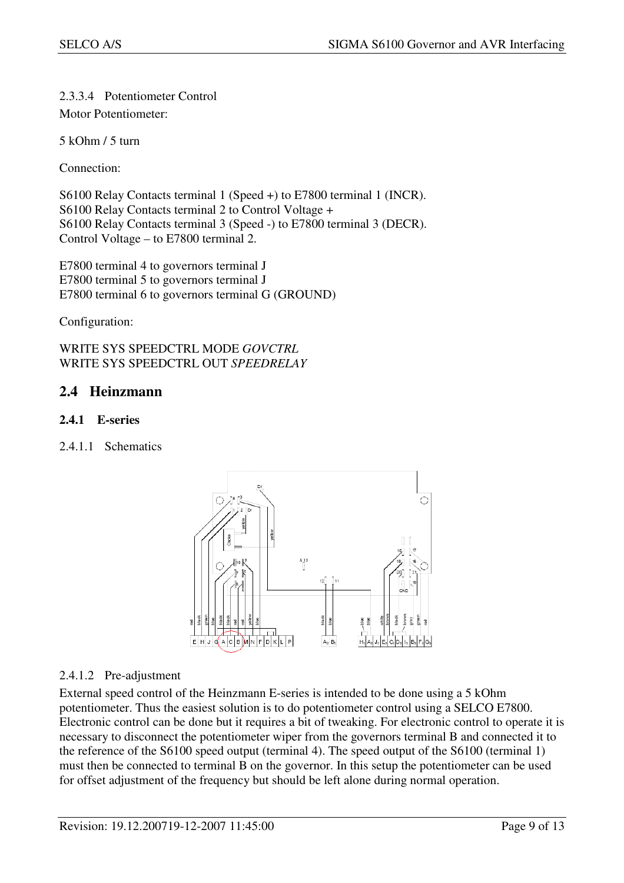2.3.3.4 Potentiometer Control

Motor Potentiometer:

5 kOhm / 5 turn

Connection:

S6100 Relay Contacts terminal 1 (Speed +) to E7800 terminal 1 (INCR).
S6100 Relay Contacts terminal 2 to Control Voltage +
S6100 Relay Contacts terminal 3 (Speed -) to E7800 terminal 3 (DECR).
Control Voltage – to E7800 terminal 2.

E7800 terminal 4 to governors terminal J
E7800 terminal 5 to governors terminal J
E7800 terminal 6 to governors terminal G (GROUND)

Configuration:

WRITE SYS SPEEDCTRL MODE *GOVCTRL*
WRITE SYS SPEEDCTRL OUT *SPEEDRELAY*

## 2.4 Heinzmann

### 2.4.1 E-series

2.4.1.1 Schematics

2.4.1.2 Pre-adjustment

External speed control of the Heinzmann E-series is intended to be done using a 5 kOhm potentiometer. Thus the easiest solution is to do potentiometer control using a SELCO E7800. Electronic control can be done but it requires a bit of tweaking. For electronic control to operate it is necessary to disconnect the potentiometer wiper from the governors terminal B and connected it to the reference of the S6100 speed output (terminal 4). The speed output of the S6100 (terminal 1) must then be connected to terminal B on the governor. In this setup the potentiometer can be used for offset adjustment of the frequency but should be left alone during normal operation.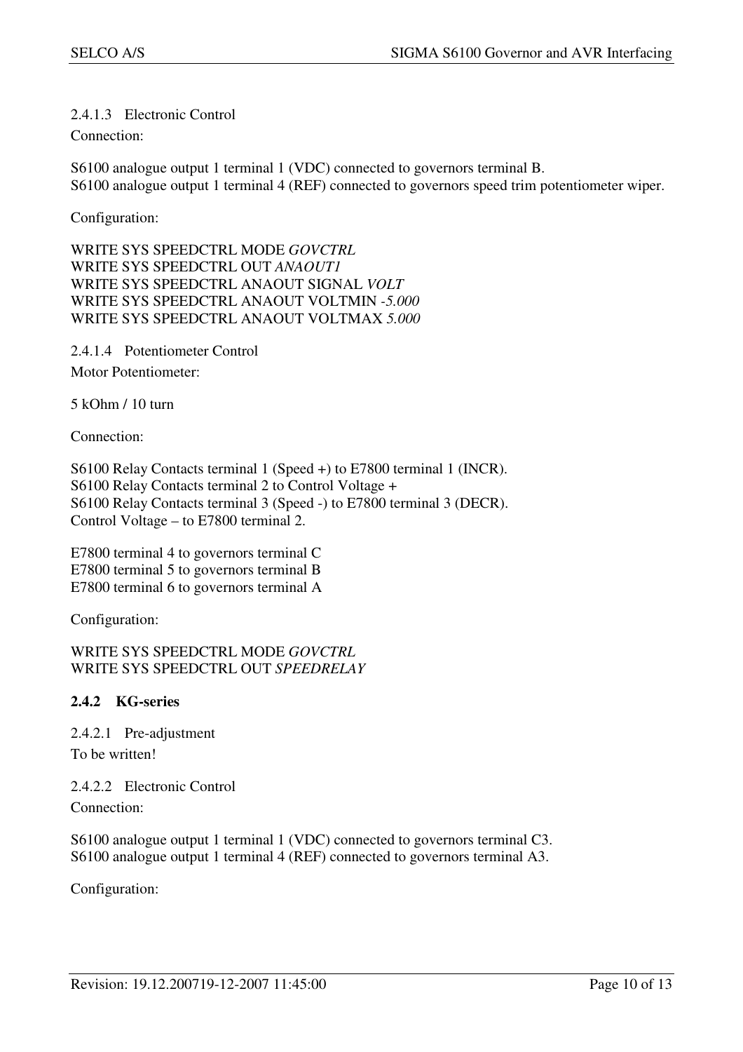#### 2.4.1.3 Electronic Control

Connection:

S6100 analogue output 1 terminal 1 (VDC) connected to governors terminal B.
S6100 analogue output 1 terminal 4 (REF) connected to governors speed trim potentiometer wiper.

Configuration:

WRITE SYS SPEEDCTRL MODE *GOVCTRL*
WRITE SYS SPEEDCTRL OUT *ANAOUT1*
WRITE SYS SPEEDCTRL ANAOUT SIGNAL *VOLT*
WRITE SYS SPEEDCTRL ANAOUT VOLTMIN *-5.000*
WRITE SYS SPEEDCTRL ANAOUT VOLTMAX *5.000*

#### 2.4.1.4 Potentiometer Control

Motor Potentiometer:

5 kOhm / 10 turn

Connection:

S6100 Relay Contacts terminal 1 (Speed +) to E7800 terminal 1 (INCR).
S6100 Relay Contacts terminal 2 to Control Voltage +
S6100 Relay Contacts terminal 3 (Speed -) to E7800 terminal 3 (DECR).
Control Voltage – to E7800 terminal 2.

E7800 terminal 4 to governors terminal C
E7800 terminal 5 to governors terminal B
E7800 terminal 6 to governors terminal A

Configuration:

WRITE SYS SPEEDCTRL MODE *GOVCTRL*
WRITE SYS SPEEDCTRL OUT *SPEEDRELAY*

### 2.4.2 KG-series

#### 2.4.2.1 Pre-adjustment

To be written!

#### 2.4.2.2 Electronic Control

Connection:

S6100 analogue output 1 terminal 1 (VDC) connected to governors terminal C3.
S6100 analogue output 1 terminal 4 (REF) connected to governors terminal A3.

Configuration: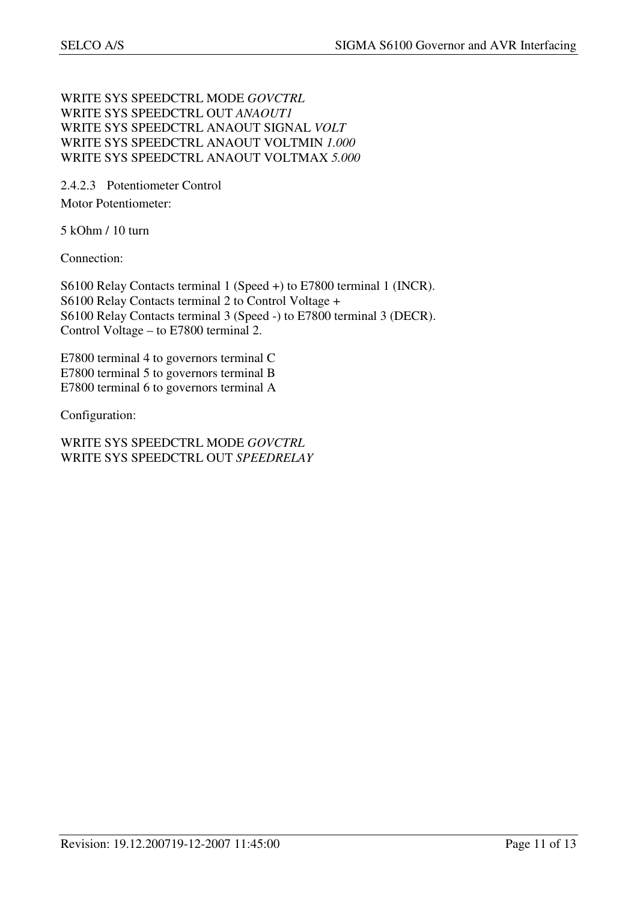WRITE SYS SPEEDCTRL MODE *GOVCTRL*
WRITE SYS SPEEDCTRL OUT *ANAOUT1*
WRITE SYS SPEEDCTRL ANAOUT SIGNAL *VOLT*
WRITE SYS SPEEDCTRL ANAOUT VOLTMIN *1.000*
WRITE SYS SPEEDCTRL ANAOUT VOLTMAX *5.000*

#### 2.4.2.3 Potentiometer Control

Motor Potentiometer:

5 kOhm / 10 turn

Connection:

S6100 Relay Contacts terminal 1 (Speed +) to E7800 terminal 1 (INCR).
S6100 Relay Contacts terminal 2 to Control Voltage +
S6100 Relay Contacts terminal 3 (Speed -) to E7800 terminal 3 (DECR).
Control Voltage – to E7800 terminal 2.

E7800 terminal 4 to governors terminal C
E7800 terminal 5 to governors terminal B
E7800 terminal 6 to governors terminal A

Configuration:

WRITE SYS SPEEDCTRL MODE *GOVCTRL*
WRITE SYS SPEEDCTRL OUT *SPEEDRELAY*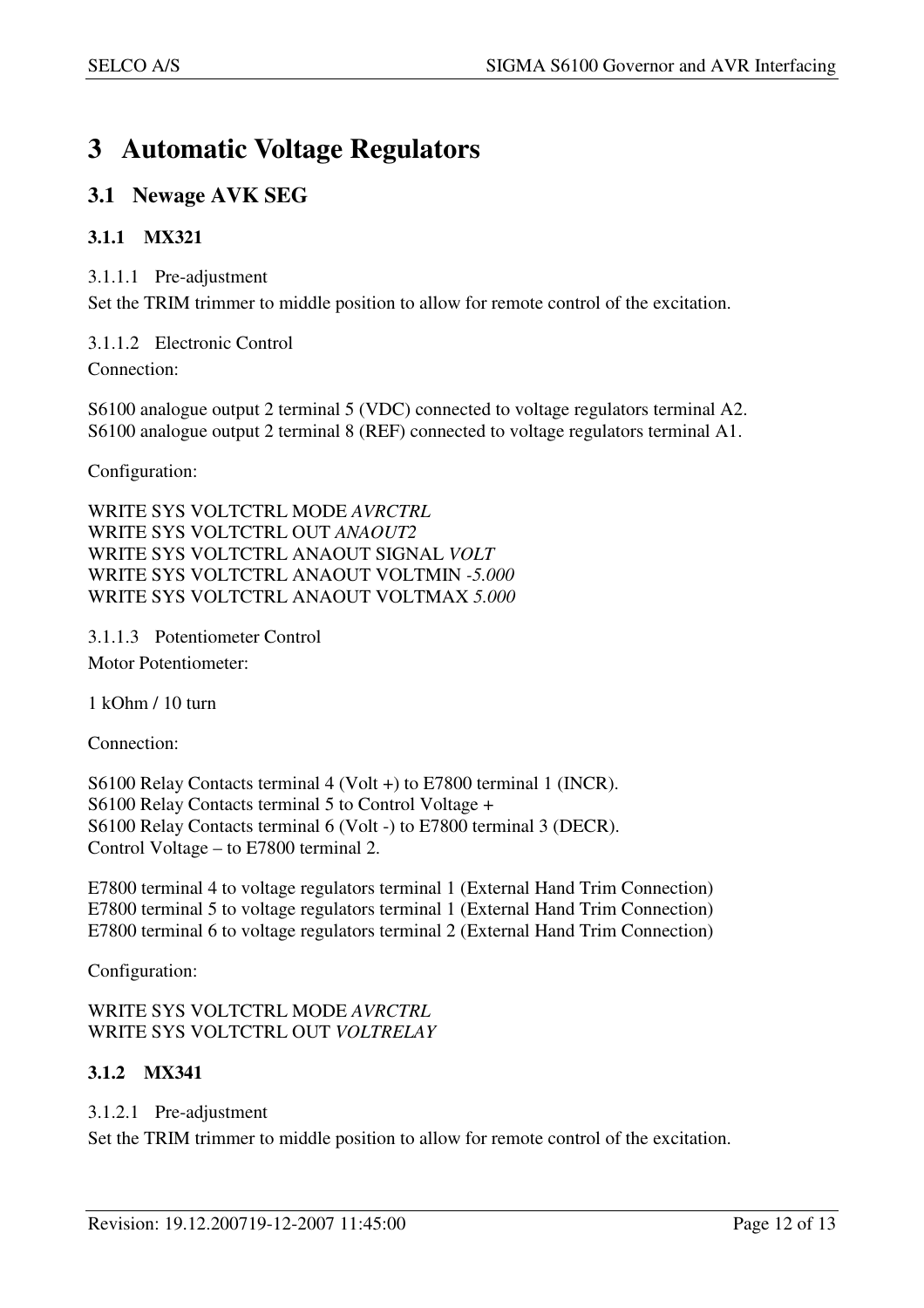# 3 Automatic Voltage Regulators

## 3.1 Newage AVK SEG

### 3.1.1 MX321

#### 3.1.1.1 Pre-adjustment

Set the TRIM trimmer to middle position to allow for remote control of the excitation.

#### 3.1.1.2 Electronic Control

Connection:

S6100 analogue output 2 terminal 5 (VDC) connected to voltage regulators terminal A2.
S6100 analogue output 2 terminal 8 (REF) connected to voltage regulators terminal A1.

Configuration:

WRITE SYS VOLTCTRL MODE *AVRCTRL*
WRITE SYS VOLTCTRL OUT *ANAOUT2*
WRITE SYS VOLTCTRL ANAOUT SIGNAL *VOLT*
WRITE SYS VOLTCTRL ANAOUT VOLTMIN *-5.000*
WRITE SYS VOLTCTRL ANAOUT VOLTMAX *5.000*

#### 3.1.1.3 Potentiometer Control

Motor Potentiometer:

1 kOhm / 10 turn

Connection:

S6100 Relay Contacts terminal 4 (Volt +) to E7800 terminal 1 (INCR).
S6100 Relay Contacts terminal 5 to Control Voltage +
S6100 Relay Contacts terminal 6 (Volt -) to E7800 terminal 3 (DECR).
Control Voltage – to E7800 terminal 2.

E7800 terminal 4 to voltage regulators terminal 1 (External Hand Trim Connection)
E7800 terminal 5 to voltage regulators terminal 1 (External Hand Trim Connection)
E7800 terminal 6 to voltage regulators terminal 2 (External Hand Trim Connection)

Configuration:

WRITE SYS VOLTCTRL MODE *AVRCTRL*
WRITE SYS VOLTCTRL OUT *VOLTRELAY*

### 3.1.2 MX341

#### 3.1.2.1 Pre-adjustment

Set the TRIM trimmer to middle position to allow for remote control of the excitation.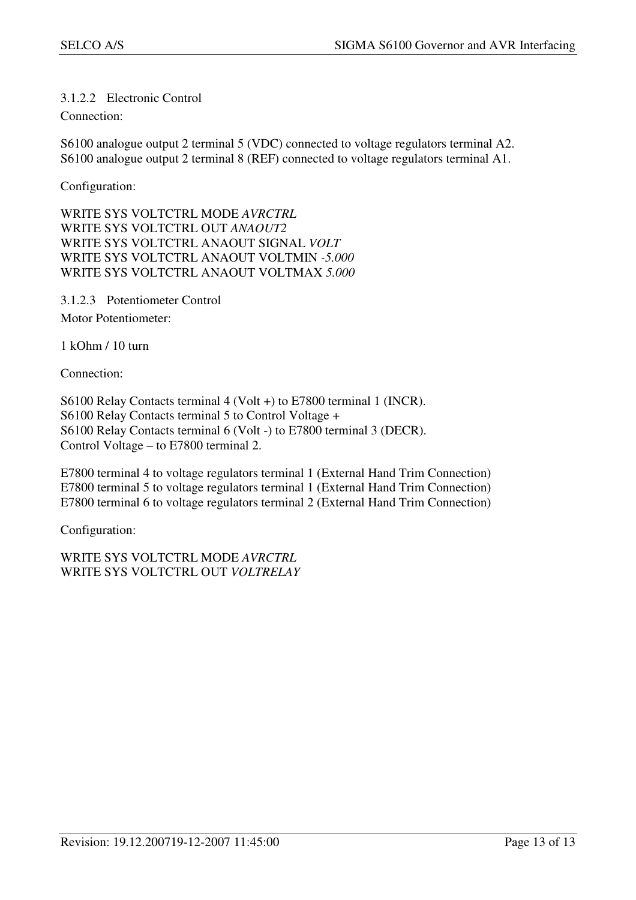#### 3.1.2.2 Electronic Control

Connection:

S6100 analogue output 2 terminal 5 (VDC) connected to voltage regulators terminal A2.
S6100 analogue output 2 terminal 8 (REF) connected to voltage regulators terminal A1.

Configuration:

WRITE SYS VOLTCTRL MODE *AVRCTRL*
WRITE SYS VOLTCTRL OUT *ANAOUT2*
WRITE SYS VOLTCTRL ANAOUT SIGNAL *VOLT*
WRITE SYS VOLTCTRL ANAOUT VOLTMIN *-5.000*
WRITE SYS VOLTCTRL ANAOUT VOLTMAX *5.000*

#### 3.1.2.3 Potentiometer Control

Motor Potentiometer:

1 kOhm / 10 turn

Connection:

S6100 Relay Contacts terminal 4 (Volt +) to E7800 terminal 1 (INCR).
S6100 Relay Contacts terminal 5 to Control Voltage +
S6100 Relay Contacts terminal 6 (Volt -) to E7800 terminal 3 (DECR).
Control Voltage – to E7800 terminal 2.

E7800 terminal 4 to voltage regulators terminal 1 (External Hand Trim Connection)
E7800 terminal 5 to voltage regulators terminal 1 (External Hand Trim Connection)
E7800 terminal 6 to voltage regulators terminal 2 (External Hand Trim Connection)

Configuration:

WRITE SYS VOLTCTRL MODE *AVRCTRL*
WRITE SYS VOLTCTRL OUT *VOLTRELAY*